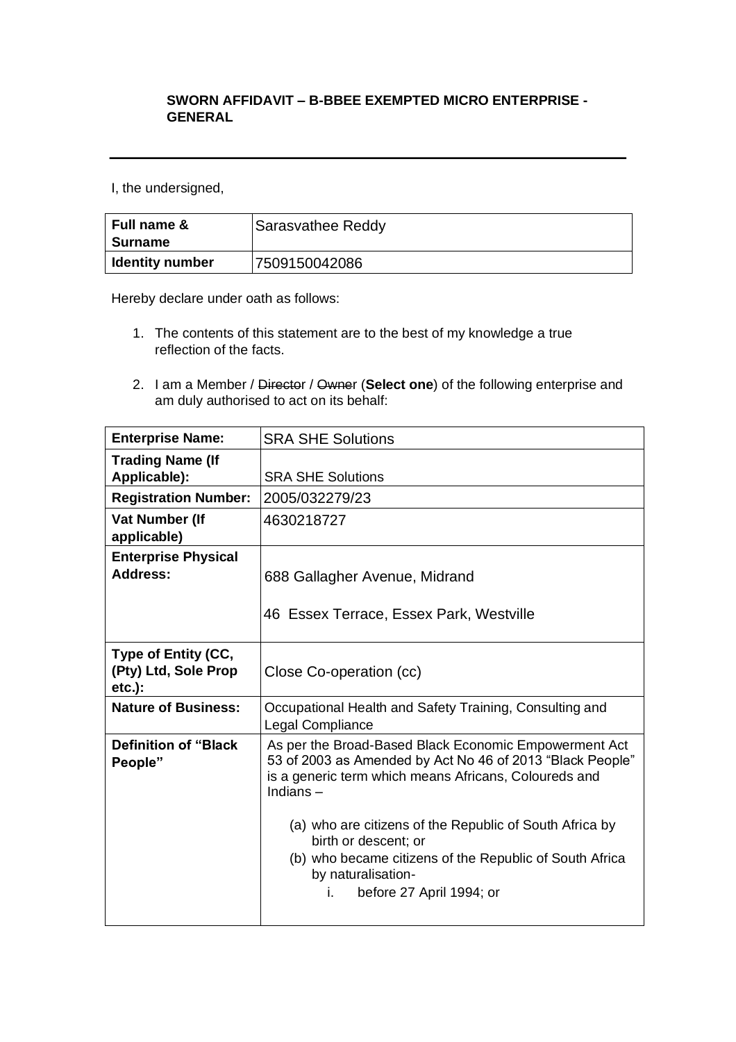**SWORN AFFIDAVIT – B-BBEE EXEMPTED MICRO ENTERPRISE - GENERAL**

---

I, the undersigned,

| Full name & Surname | Sarasvathee Reddy |
|---|---|
| Identity number | 7509150042086 |

Hereby declare under oath as follows:

1. The contents of this statement are to the best of my knowledge a true reflection of the facts.

2. I am a Member / ~~Director~~ / ~~Owner~~ (**Select one**) of the following enterprise and am duly authorised to act on its behalf:

| Enterprise Name: | SRA SHE Solutions |
|---|---|
| **Trading Name (If Applicable):** | SRA SHE Solutions |
| **Registration Number:** | 2005/032279/23 |
| **Vat Number (If applicable)** | 4630218727 |
| **Enterprise Physical Address:** | 688 Gallagher Avenue, Midrand<br><br>46 Essex Terrace, Essex Park, Westville |
| **Type of Entity (CC, (Pty) Ltd, Sole Prop etc.):** | Close Co-operation (cc) |
| **Nature of Business:** | Occupational Health and Safety Training, Consulting and Legal Compliance |
| **Definition of "Black People"** | As per the Broad-Based Black Economic Empowerment Act 53 of 2003 as Amended by Act No 46 of 2013 "Black People" is a generic term which means Africans, Coloureds and Indians –<br><br>(a) who are citizens of the Republic of South Africa by birth or descent; or<br>(b) who became citizens of the Republic of South Africa by naturalisation-<br>i. before 27 April 1994; or |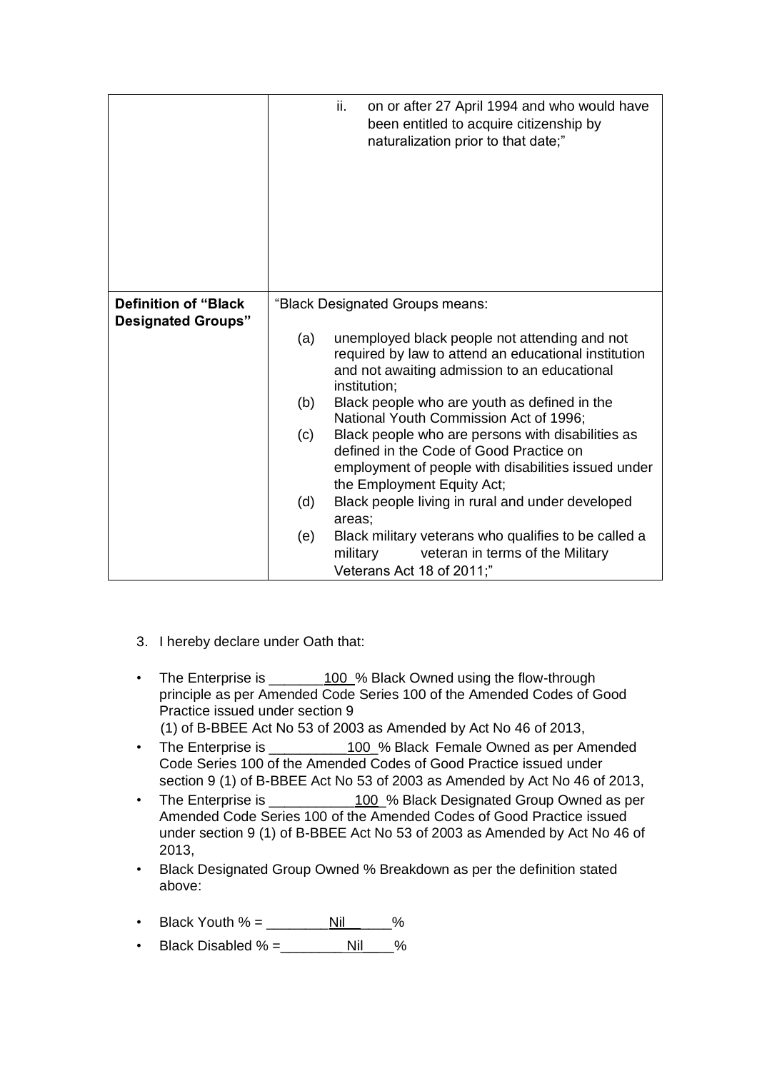| | |
|---|---|
| | ii. on or after 27 April 1994 and who would have been entitled to acquire citizenship by naturalization prior to that date;" |
| **Definition of "Black Designated Groups"** | "Black Designated Groups means:<br><br>(a) unemployed black people not attending and not required by law to attend an educational institution and not awaiting admission to an educational institution;<br>(b) Black people who are youth as defined in the National Youth Commission Act of 1996;<br>(c) Black people who are persons with disabilities as defined in the Code of Good Practice on employment of people with disabilities issued under the Employment Equity Act;<br>(d) Black people living in rural and under developed areas;<br>(e) Black military veterans who qualifies to be called a military veteran in terms of the Military Veterans Act 18 of 2011;" |

3. I hereby declare under Oath that:

- The Enterprise is _______100_% Black Owned using the flow-through principle as per Amended Code Series 100 of the Amended Codes of Good Practice issued under section 9 (1) of B-BBEE Act No 53 of 2003 as Amended by Act No 46 of 2013,
- The Enterprise is __________100_% Black Female Owned as per Amended Code Series 100 of the Amended Codes of Good Practice issued under section 9 (1) of B-BBEE Act No 53 of 2003 as Amended by Act No 46 of 2013,
- The Enterprise is ___________100_% Black Designated Group Owned as per Amended Code Series 100 of the Amended Codes of Good Practice issued under section 9 (1) of B-BBEE Act No 53 of 2003 as Amended by Act No 46 of 2013,
- Black Designated Group Owned % Breakdown as per the definition stated above:

- Black Youth % = ________Nil_____%
- Black Disabled % =________Nil____%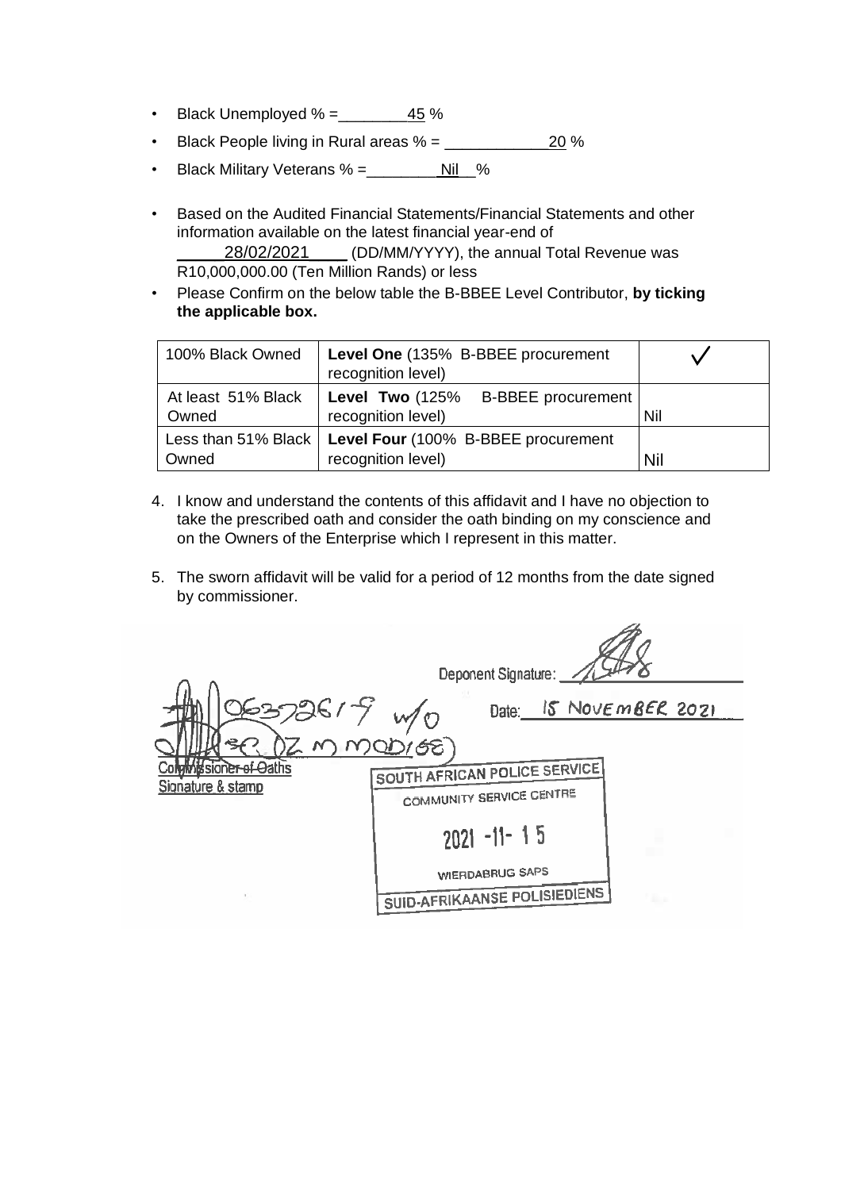- Black Unemployed % = 45 %
- Black People living in Rural areas % = 20 %
- Black Military Veterans % = Nil %

- Based on the Audited Financial Statements/Financial Statements and other information available on the latest financial year-end of 28/02/2021 (DD/MM/YYYY), the annual Total Revenue was R10,000,000.00 (Ten Million Rands) or less
- Please Confirm on the below table the B-BBEE Level Contributor, **by ticking the applicable box.**

| | | |
|---|---|---|
| 100% Black Owned | **Level One** (135% B-BBEE procurement recognition level) | ✓ |
| At least 51% Black Owned | **Level Two** (125% B-BBEE procurement recognition level) | Nil |
| Less than 51% Black Owned | **Level Four** (100% B-BBEE procurement recognition level) | Nil |

4. I know and understand the contents of this affidavit and I have no objection to take the prescribed oath and consider the oath binding on my conscience and on the Owners of the Enterprise which I represent in this matter.

5. The sworn affidavit will be valid for a period of 12 months from the date signed by commissioner.

Deponent Signature: [signature]

0637261 w/o

SC (Z M MODISE)

Date: 15 NOVEMBER 2021

Commissioner of Oaths
Signature & stamp

SOUTH AFRICAN POLICE SERVICE
COMMUNITY SERVICE CENTRE
2021 -11- 15
WIERDABRUG SAPS
SUID-AFRIKAANSE POLISIEDIENS